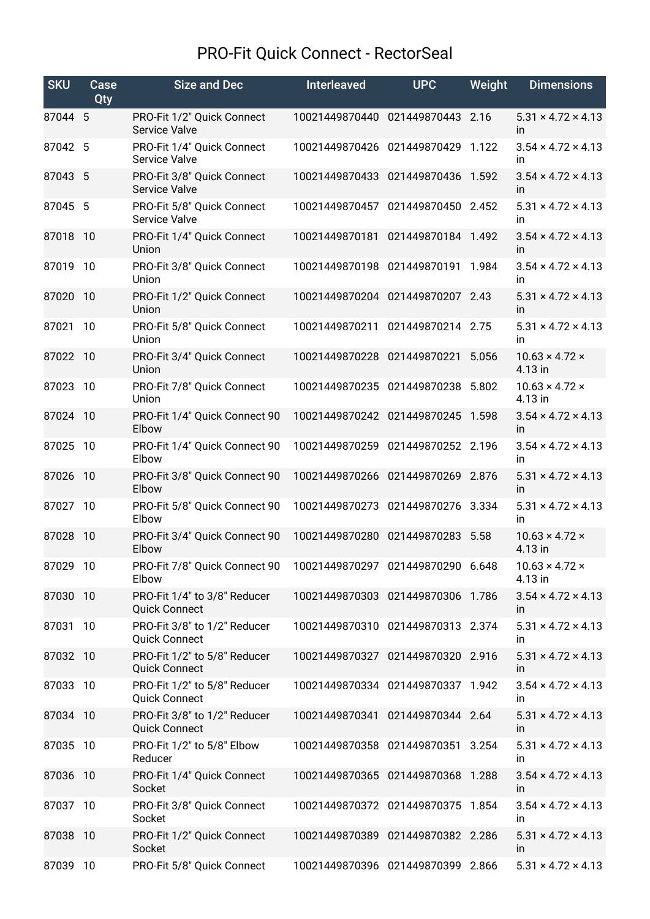# PRO-Fit Quick Connect - RectorSeal

| SKU | Case Qty | Size and Dec | Interleaved | UPC | Weight | Dimensions |
|---|---|---|---|---|---|---|
| 87044 | 5 | PRO-Fit 1/2" Quick Connect Service Valve | 10021449870440 | 021449870443 | 2.16 | 5.31 × 4.72 × 4.13 in |
| 87042 | 5 | PRO-Fit 1/4" Quick Connect Service Valve | 10021449870426 | 021449870429 | 1.122 | 3.54 × 4.72 × 4.13 in |
| 87043 | 5 | PRO-Fit 3/8" Quick Connect Service Valve | 10021449870433 | 021449870436 | 1.592 | 3.54 × 4.72 × 4.13 in |
| 87045 | 5 | PRO-Fit 5/8" Quick Connect Service Valve | 10021449870457 | 021449870450 | 2.452 | 5.31 × 4.72 × 4.13 in |
| 87018 | 10 | PRO-Fit 1/4" Quick Connect Union | 10021449870181 | 021449870184 | 1.492 | 3.54 × 4.72 × 4.13 in |
| 87019 | 10 | PRO-Fit 3/8" Quick Connect Union | 10021449870198 | 021449870191 | 1.984 | 3.54 × 4.72 × 4.13 in |
| 87020 | 10 | PRO-Fit 1/2" Quick Connect Union | 10021449870204 | 021449870207 | 2.43 | 5.31 × 4.72 × 4.13 in |
| 87021 | 10 | PRO-Fit 5/8" Quick Connect Union | 10021449870211 | 021449870214 | 2.75 | 5.31 × 4.72 × 4.13 in |
| 87022 | 10 | PRO-Fit 3/4" Quick Connect Union | 10021449870228 | 021449870221 | 5.056 | 10.63 × 4.72 × 4.13 in |
| 87023 | 10 | PRO-Fit 7/8" Quick Connect Union | 10021449870235 | 021449870238 | 5.802 | 10.63 × 4.72 × 4.13 in |
| 87024 | 10 | PRO-Fit 1/4" Quick Connect 90 Elbow | 10021449870242 | 021449870245 | 1.598 | 3.54 × 4.72 × 4.13 in |
| 87025 | 10 | PRO-Fit 1/4" Quick Connect 90 Elbow | 10021449870259 | 021449870252 | 2.196 | 3.54 × 4.72 × 4.13 in |
| 87026 | 10 | PRO-Fit 3/8" Quick Connect 90 Elbow | 10021449870266 | 021449870269 | 2.876 | 5.31 × 4.72 × 4.13 in |
| 87027 | 10 | PRO-Fit 5/8" Quick Connect 90 Elbow | 10021449870273 | 021449870276 | 3.334 | 5.31 × 4.72 × 4.13 in |
| 87028 | 10 | PRO-Fit 3/4" Quick Connect 90 Elbow | 10021449870280 | 021449870283 | 5.58 | 10.63 × 4.72 × 4.13 in |
| 87029 | 10 | PRO-Fit 7/8" Quick Connect 90 Elbow | 10021449870297 | 021449870290 | 6.648 | 10.63 × 4.72 × 4.13 in |
| 87030 | 10 | PRO-Fit 1/4" to 3/8" Reducer Quick Connect | 10021449870303 | 021449870306 | 1.786 | 3.54 × 4.72 × 4.13 in |
| 87031 | 10 | PRO-Fit 3/8" to 1/2" Reducer Quick Connect | 10021449870310 | 021449870313 | 2.374 | 5.31 × 4.72 × 4.13 in |
| 87032 | 10 | PRO-Fit 1/2" to 5/8" Reducer Quick Connect | 10021449870327 | 021449870320 | 2.916 | 5.31 × 4.72 × 4.13 in |
| 87033 | 10 | PRO-Fit 1/2" to 5/8" Reducer Quick Connect | 10021449870334 | 021449870337 | 1.942 | 3.54 × 4.72 × 4.13 in |
| 87034 | 10 | PRO-Fit 3/8" to 1/2" Reducer Quick Connect | 10021449870341 | 021449870344 | 2.64 | 5.31 × 4.72 × 4.13 in |
| 87035 | 10 | PRO-Fit 1/2" to 5/8" Elbow Reducer | 10021449870358 | 021449870351 | 3.254 | 5.31 × 4.72 × 4.13 in |
| 87036 | 10 | PRO-Fit 1/4" Quick Connect Socket | 10021449870365 | 021449870368 | 1.288 | 3.54 × 4.72 × 4.13 in |
| 87037 | 10 | PRO-Fit 3/8" Quick Connect Socket | 10021449870372 | 021449870375 | 1.854 | 3.54 × 4.72 × 4.13 in |
| 87038 | 10 | PRO-Fit 1/2" Quick Connect Socket | 10021449870389 | 021449870382 | 2.286 | 5.31 × 4.72 × 4.13 in |
| 87039 | 10 | PRO-Fit 5/8" Quick Connect | 10021449870396 | 021449870399 | 2.866 | 5.31 × 4.72 × 4.13 |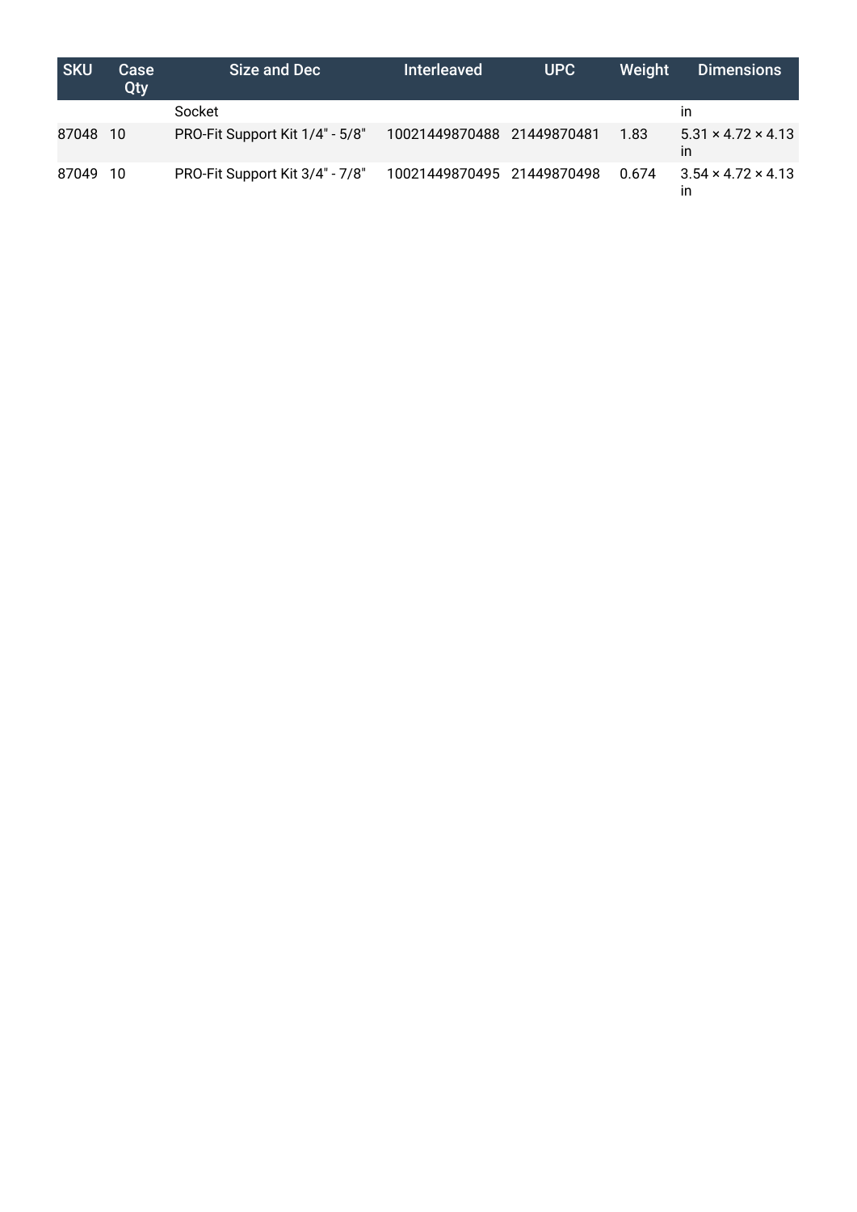| SKU | Case Qty | Size and Dec | Interleaved | UPC | Weight | Dimensions |
|---|---|---|---|---|---|---|
| | | Socket | | | | in |
| 87048 | 10 | PRO-Fit Support Kit 1/4" - 5/8" | 10021449870488 | 21449870481 | 1.83 | 5.31 × 4.72 × 4.13 in |
| 87049 | 10 | PRO-Fit Support Kit 3/4" - 7/8" | 10021449870495 | 21449870498 | 0.674 | 3.54 × 4.72 × 4.13 in |